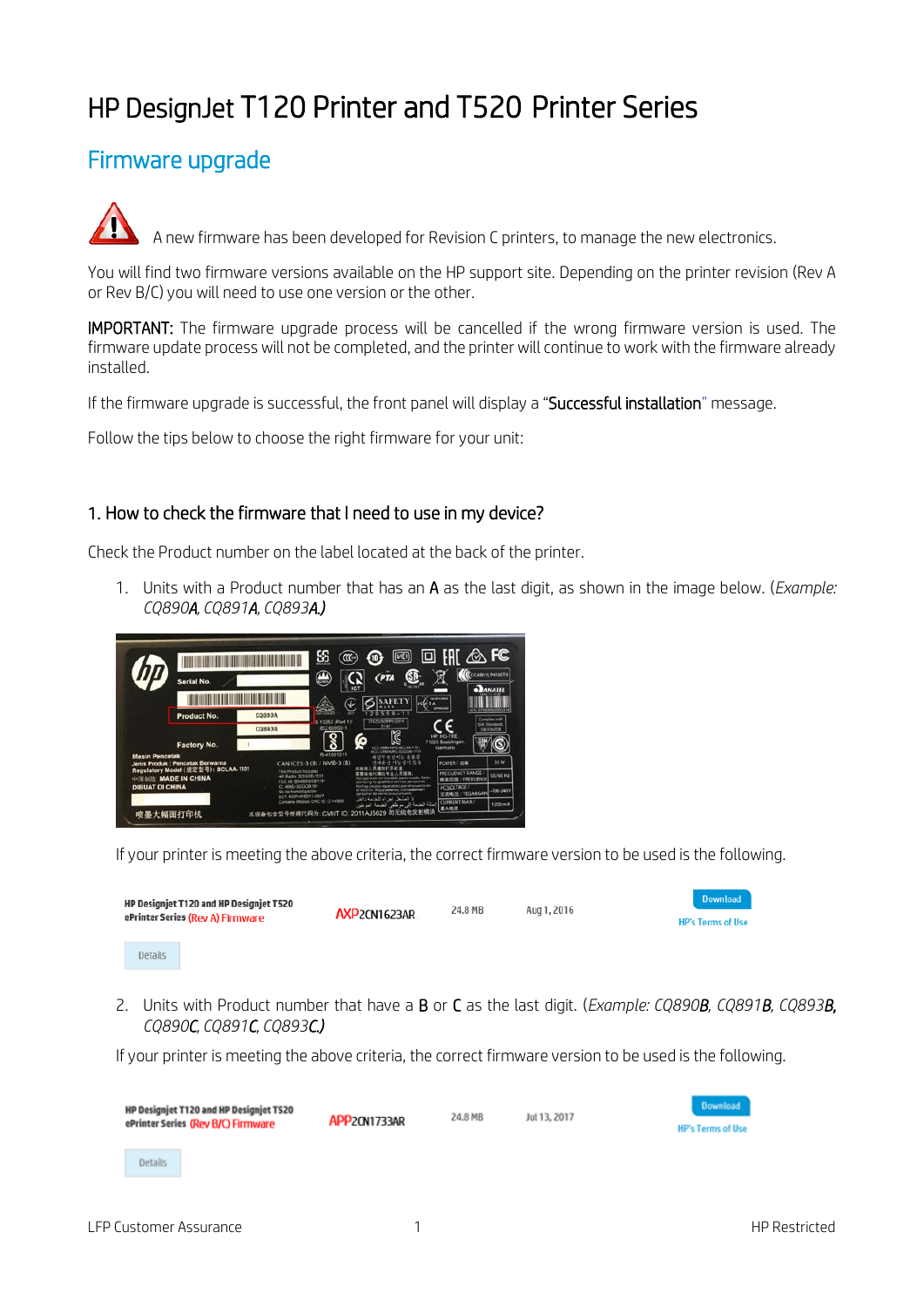# HP DesignJet T120 Printer and T520 Printer Series

## Firmware upgrade

A new firmware has been developed for Revision C printers, to manage the new electronics.

You will find two firmware versions available on the HP support site. Depending on the printer revision (Rev A or Rev B/C) you will need to use one version or the other.

**IMPORTANT:** The firmware upgrade process will be cancelled if the wrong firmware version is used. The firmware update process will not be completed, and the printer will continue to work with the firmware already installed.

If the firmware upgrade is successful, the front panel will display a "**Successful installation**" message.

Follow the tips below to choose the right firmware for your unit:

### 1. How to check the firmware that I need to use in my device?

Check the Product number on the label located at the back of the printer.

1. Units with a Product number that has an **A** as the last digit, as shown in the image below. (*Example: CQ890***A***, CQ891***A***, CQ893***A***.)*

If your printer is meeting the above criteria, the correct firmware version to be used is the following.

| HP Designjet T120 and HP Designjet T520 ePrinter Series (Rev A) Firmware | AXP2CN1623AR | 24.8 MB | Aug 1, 2016 | Download HP's Terms of Use |
|---|---|---|---|---|
| Details | | | | |

2. Units with Product number that have a **B** or **C** as the last digit. (*Example: CQ890***B***, CQ891***B***, CQ893***B***, CQ890***C***, CQ891***C***, CQ893***C***.)*

If your printer is meeting the above criteria, the correct firmware version to be used is the following.

| HP Designjet T120 and HP Designjet T520 ePrinter Series (Rev B/C) Firmware | APP2CN1733AR | 24.8 MB | Jul 13, 2017 | Download HP's Terms of Use |
|---|---|---|---|---|
| Details | | | | |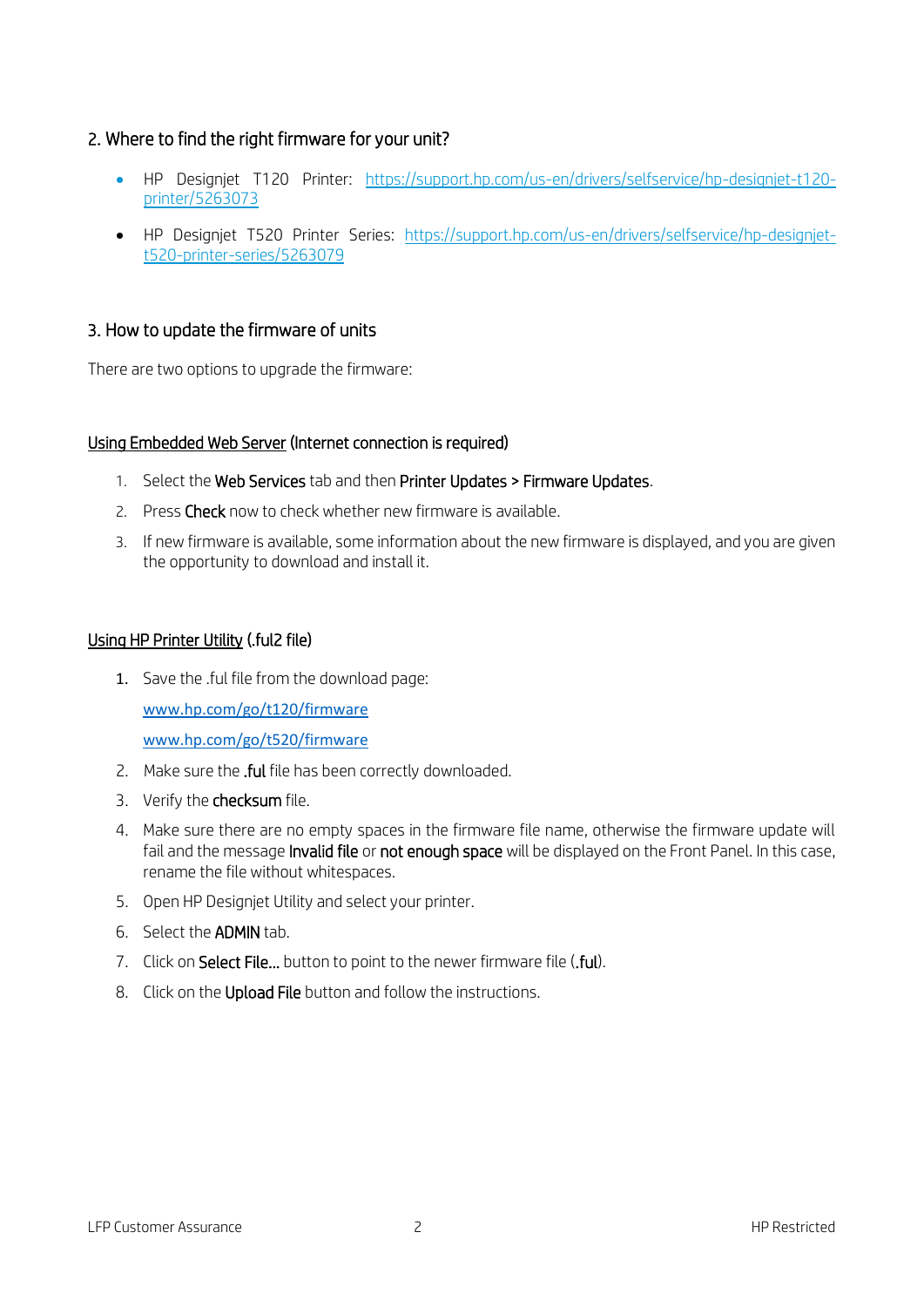## 2. Where to find the right firmware for your unit?

- HP Designjet T120 Printer: https://support.hp.com/us-en/drivers/selfservice/hp-designjet-t120-printer/5263073
- HP Designjet T520 Printer Series: https://support.hp.com/us-en/drivers/selfservice/hp-designjet-t520-printer-series/5263079

## 3. How to update the firmware of units

There are two options to upgrade the firmware:

### Using Embedded Web Server (Internet connection is required)

1. Select the **Web Services** tab and then **Printer Updates > Firmware Updates**.
2. Press **Check** now to check whether new firmware is available.
3. If new firmware is available, some information about the new firmware is displayed, and you are given the opportunity to download and install it.

### Using HP Printer Utility (.ful2 file)

1. Save the .ful file from the download page:

   www.hp.com/go/t120/firmware

   www.hp.com/go/t520/firmware

2. Make sure the **.ful** file has been correctly downloaded.
3. Verify the **checksum** file.
4. Make sure there are no empty spaces in the firmware file name, otherwise the firmware update will fail and the message **Invalid file** or **not enough space** will be displayed on the Front Panel. In this case, rename the file without whitespaces.
5. Open HP Designjet Utility and select your printer.
6. Select the **ADMIN** tab.
7. Click on **Select File...** button to point to the newer firmware file (**.ful**).
8. Click on the **Upload File** button and follow the instructions.